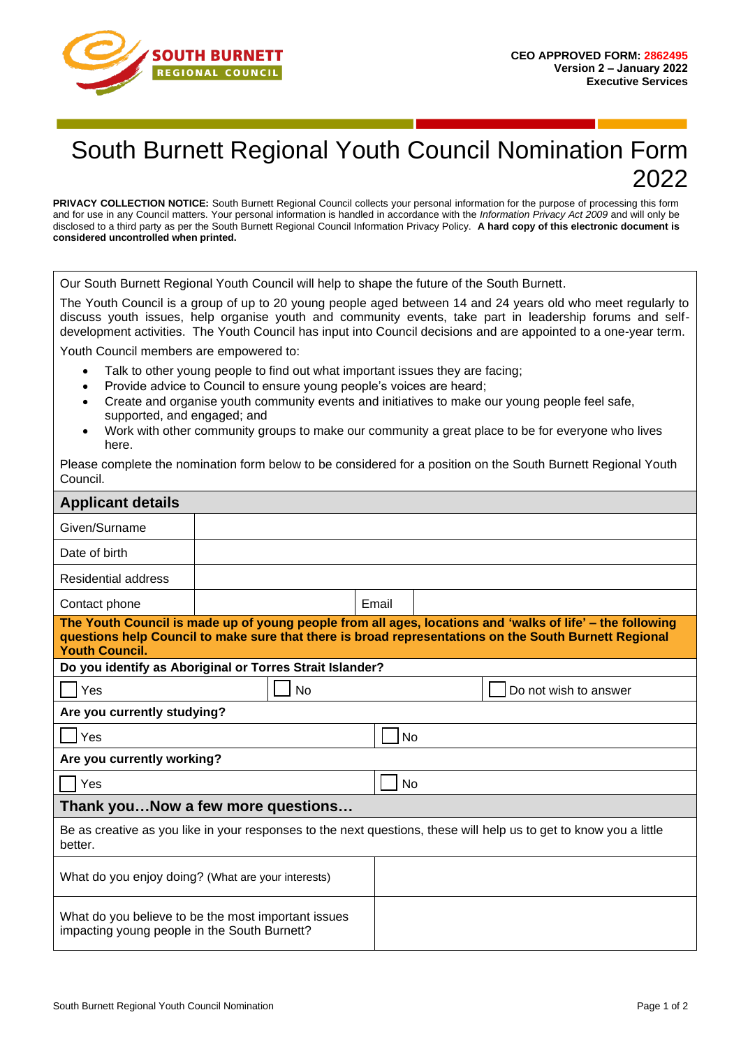SOUTH BURNETT REGIONAL COUNCIL

**CEO APPROVED FORM: 2862495**
**Version 2 – January 2022**
**Executive Services**

# South Burnett Regional Youth Council Nomination Form 2022

**PRIVACY COLLECTION NOTICE:** South Burnett Regional Council collects your personal information for the purpose of processing this form and for use in any Council matters. Your personal information is handled in accordance with the *Information Privacy Act 2009* and will only be disclosed to a third party as per the South Burnett Regional Council Information Privacy Policy. **A hard copy of this electronic document is considered uncontrolled when printed.**

Our South Burnett Regional Youth Council will help to shape the future of the South Burnett.

The Youth Council is a group of up to 20 young people aged between 14 and 24 years old who meet regularly to discuss youth issues, help organise youth and community events, take part in leadership forums and self-development activities. The Youth Council has input into Council decisions and are appointed to a one-year term.

Youth Council members are empowered to:

- Talk to other young people to find out what important issues they are facing;
- Provide advice to Council to ensure young people's voices are heard;
- Create and organise youth community events and initiatives to make our young people feel safe, supported, and engaged; and
- Work with other community groups to make our community a great place to be for everyone who lives here.

Please complete the nomination form below to be considered for a position on the South Burnett Regional Youth Council.

## Applicant details

| | | | |
|---|---|---|---|
| Given/Surname | | | |
| Date of birth | | | |
| Residential address | | | |
| Contact phone | | Email | |

**The Youth Council is made up of young people from all ages, locations and 'walks of life' – the following questions help Council to make sure that there is broad representations on the South Burnett Regional Youth Council.**

**Do you identify as Aboriginal or Torres Strait Islander?**

☐ Yes ☐ No ☐ Do not wish to answer

**Are you currently studying?**

☐ Yes ☐ No

**Are you currently working?**

☐ Yes ☐ No

## Thank you…Now a few more questions…

Be as creative as you like in your responses to the next questions, these will help us to get to know you a little better.

| | |
|---|---|
| What do you enjoy doing? (What are your interests) | |
| What do you believe to be the most important issues impacting young people in the South Burnett? | |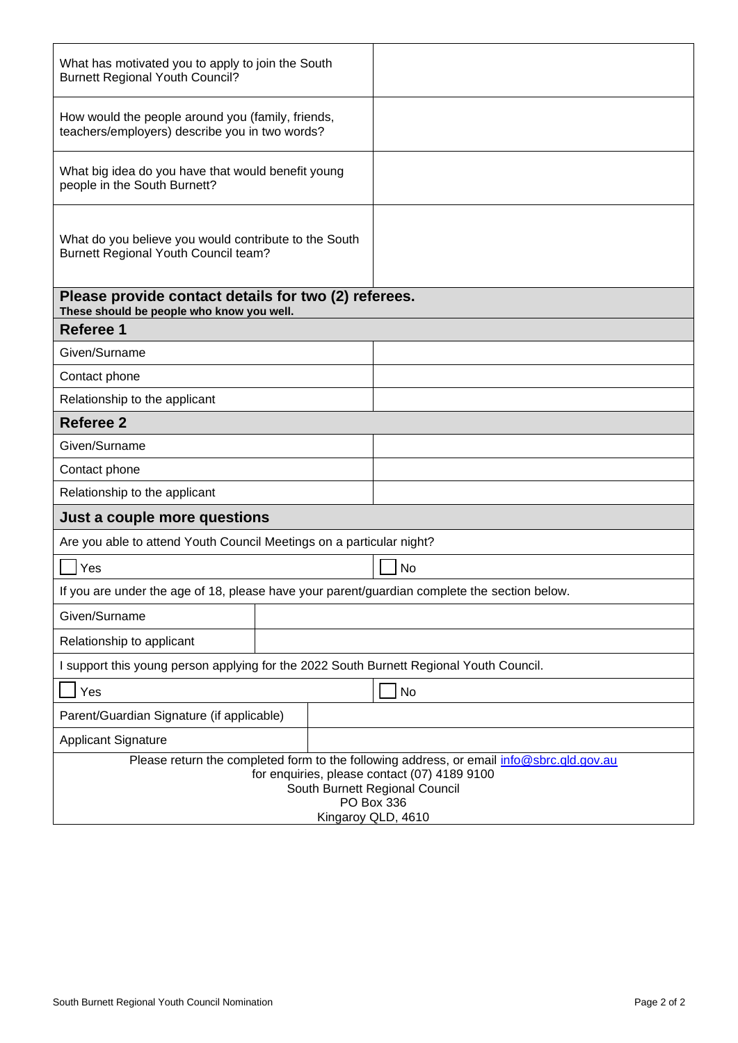| | |
|---|---|
| What has motivated you to apply to join the South Burnett Regional Youth Council? | |
| How would the people around you (family, friends, teachers/employers) describe you in two words? | |
| What big idea do you have that would benefit young people in the South Burnett? | |
| What do you believe you would contribute to the South Burnett Regional Youth Council team? | |

## Please provide contact details for two (2) referees.

**These should be people who know you well.**

### Referee 1

| | |
|---|---|
| Given/Surname | |
| Contact phone | |
| Relationship to the applicant | |

### Referee 2

| | |
|---|---|
| Given/Surname | |
| Contact phone | |
| Relationship to the applicant | |

## Just a couple more questions

Are you able to attend Youth Council Meetings on a particular night?

☐ Yes ☐ No

If you are under the age of 18, please have your parent/guardian complete the section below.

| | |
|---|---|
| Given/Surname | |
| Relationship to applicant | |

I support this young person applying for the 2022 South Burnett Regional Youth Council.

☐ Yes ☐ No

| | |
|---|---|
| Parent/Guardian Signature (if applicable) | |
| Applicant Signature | |

Please return the completed form to the following address, or email info@sbrc.qld.gov.au
for enquiries, please contact (07) 4189 9100
South Burnett Regional Council
PO Box 336
Kingaroy QLD, 4610